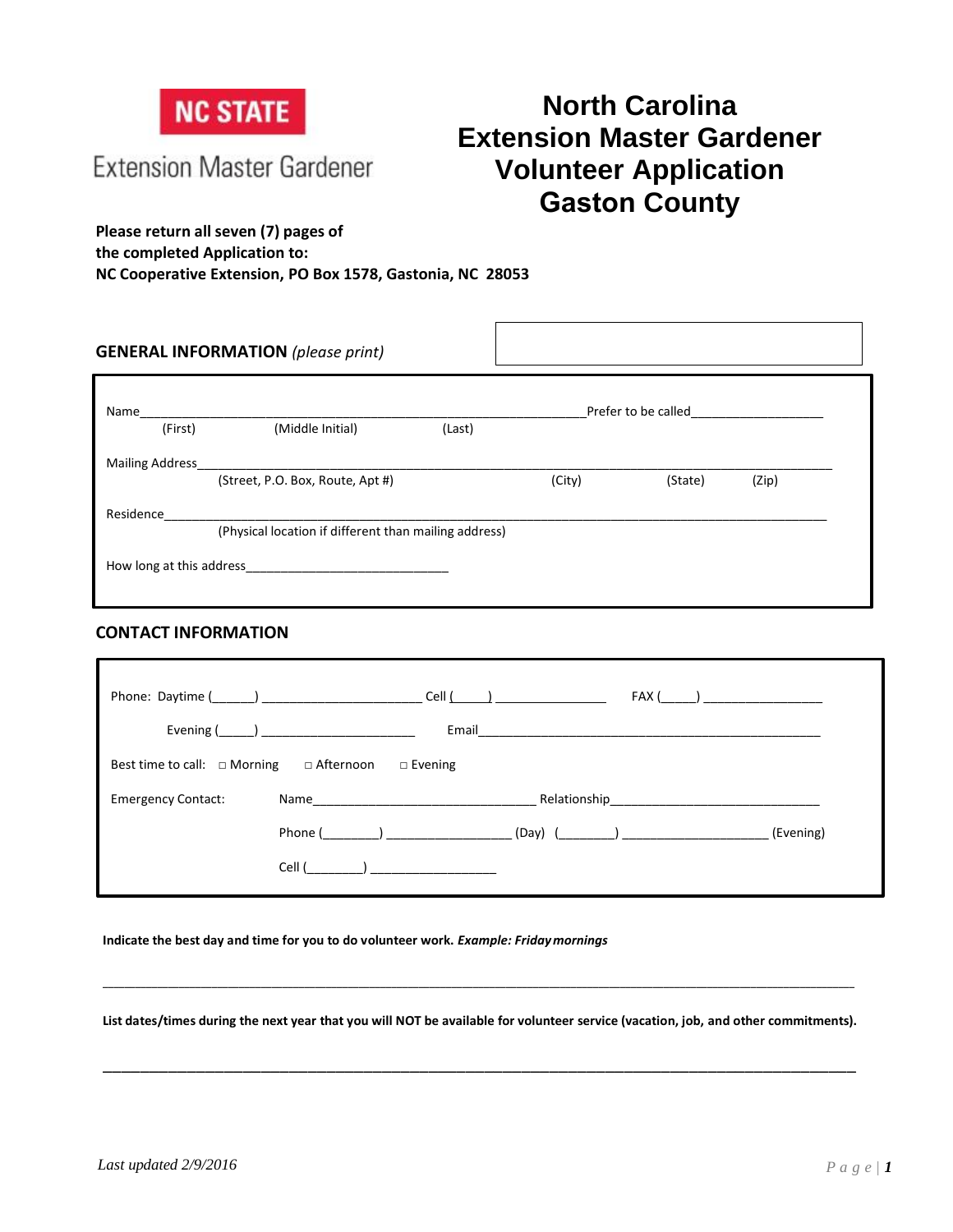NC STATE

Extension Master Gardener

# North Carolina Extension Master Gardener Volunteer Application Gaston County

**Please return all seven (7) pages of the completed Application to:**
**NC Cooperative Extension, PO Box 1578, Gastonia, NC 28053**

## GENERAL INFORMATION *(please print)*

Name_______________________________________________ Prefer to be called__________________
(First) (Middle Initial) (Last)

Mailing Address_____________________________________________________________________________
(Street, P.O. Box, Route, Apt #) (City) (State) (Zip)

Residence___________________________________________________________________________________
(Physical location if different than mailing address)

How long at this address____________________________

## CONTACT INFORMATION

Phone: Daytime (______) ______________________ Cell (_____) ________________ FAX (_____) _________________

Evening (_____) ______________________ Email_______________________________________________

Best time to call: □ Morning □ Afternoon □ Evening

Emergency Contact: Name________________________________ Relationship______________________________

Phone (________) _________________ (Day) (________) ____________________ (Evening)

Cell (________) __________________

**Indicate the best day and time for you to do volunteer work.** ***Example: Friday mornings***

_____________________________________________________________________________________________

**List dates/times during the next year that you will NOT be available for volunteer service (vacation, job, and other commitments).**

_____________________________________________________________________________________________

*Last updated 2/9/2016*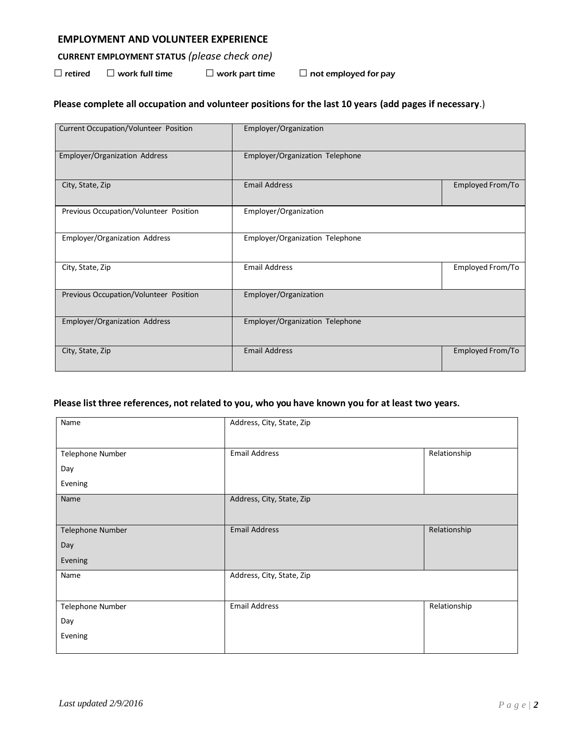## EMPLOYMENT AND VOLUNTEER EXPERIENCE

**CURRENT EMPLOYMENT STATUS** *(please check one)*

☐ retired ☐ work full time ☐ work part time ☐ not employed for pay

**Please complete all occupation and volunteer positions for the last 10 years (add pages if necessary**.)

| Current Occupation/Volunteer Position | Employer/Organization | |
|---|---|---|
| Employer/Organization Address | Employer/Organization Telephone | |
| City, State, Zip | Email Address | Employed From/To |
| Previous Occupation/Volunteer Position | Employer/Organization | |
| Employer/Organization Address | Employer/Organization Telephone | |
| City, State, Zip | Email Address | Employed From/To |
| Previous Occupation/Volunteer Position | Employer/Organization | |
| Employer/Organization Address | Employer/Organization Telephone | |
| City, State, Zip | Email Address | Employed From/To |

**Please list three references, not related to you, who you have known you for at least two years.**

| Name | Address, City, State, Zip | |
|---|---|---|
| Telephone Number<br>Day<br>Evening | Email Address | Relationship |
| Name | Address, City, State, Zip | |
| Telephone Number<br>Day<br>Evening | Email Address | Relationship |
| Name | Address, City, State, Zip | |
| Telephone Number<br>Day<br>Evening | Email Address | Relationship |

*Last updated 2/9/2016*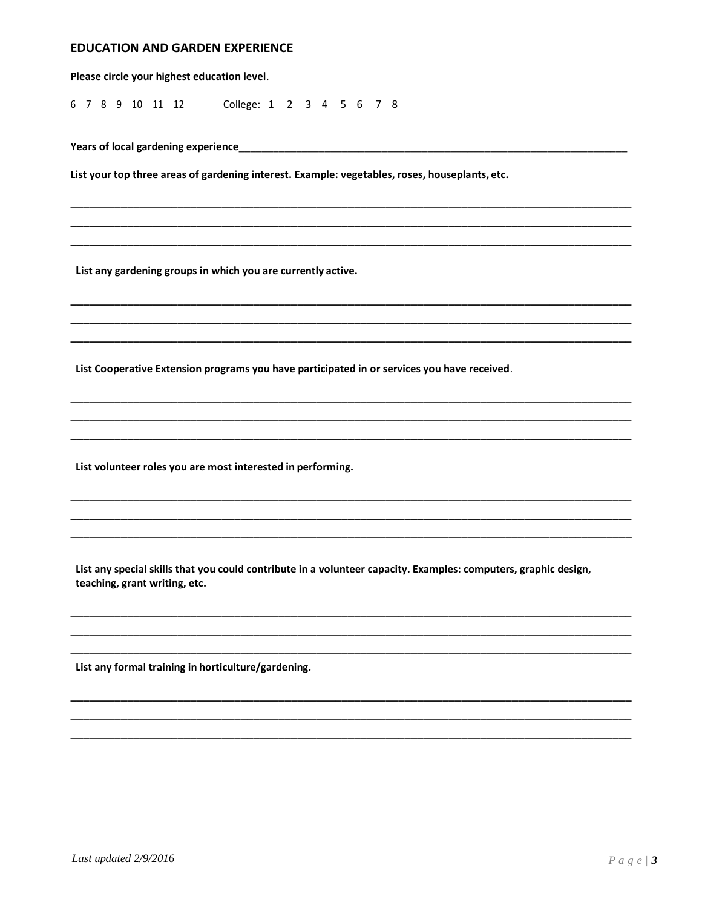## EDUCATION AND GARDEN EXPERIENCE

**Please circle your highest education level**.

6 7 8 9 10 11 12 College: 1 2 3 4 5 6 7 8

**Years of local gardening experience**\_\_\_\_\_\_\_\_\_\_\_\_\_\_\_\_\_\_\_\_\_\_\_\_\_\_\_\_\_\_\_\_\_\_\_\_\_\_\_\_\_\_\_\_\_\_\_\_

**List your top three areas of gardening interest. Example: vegetables, roses, houseplants, etc.**

\_\_\_\_\_\_\_\_\_\_\_\_\_\_\_\_\_\_\_\_\_\_\_\_\_\_\_\_\_\_\_\_\_\_\_\_\_\_\_\_\_\_\_\_\_\_\_\_\_\_\_\_\_\_\_\_\_\_\_\_\_\_\_\_\_\_\_\_

\_\_\_\_\_\_\_\_\_\_\_\_\_\_\_\_\_\_\_\_\_\_\_\_\_\_\_\_\_\_\_\_\_\_\_\_\_\_\_\_\_\_\_\_\_\_\_\_\_\_\_\_\_\_\_\_\_\_\_\_\_\_\_\_\_\_\_\_

\_\_\_\_\_\_\_\_\_\_\_\_\_\_\_\_\_\_\_\_\_\_\_\_\_\_\_\_\_\_\_\_\_\_\_\_\_\_\_\_\_\_\_\_\_\_\_\_\_\_\_\_\_\_\_\_\_\_\_\_\_\_\_\_\_\_\_\_

**List any gardening groups in which you are currently active.**

\_\_\_\_\_\_\_\_\_\_\_\_\_\_\_\_\_\_\_\_\_\_\_\_\_\_\_\_\_\_\_\_\_\_\_\_\_\_\_\_\_\_\_\_\_\_\_\_\_\_\_\_\_\_\_\_\_\_\_\_\_\_\_\_\_\_\_\_

\_\_\_\_\_\_\_\_\_\_\_\_\_\_\_\_\_\_\_\_\_\_\_\_\_\_\_\_\_\_\_\_\_\_\_\_\_\_\_\_\_\_\_\_\_\_\_\_\_\_\_\_\_\_\_\_\_\_\_\_\_\_\_\_\_\_\_\_

\_\_\_\_\_\_\_\_\_\_\_\_\_\_\_\_\_\_\_\_\_\_\_\_\_\_\_\_\_\_\_\_\_\_\_\_\_\_\_\_\_\_\_\_\_\_\_\_\_\_\_\_\_\_\_\_\_\_\_\_\_\_\_\_\_\_\_\_

**List Cooperative Extension programs you have participated in or services you have received**.

\_\_\_\_\_\_\_\_\_\_\_\_\_\_\_\_\_\_\_\_\_\_\_\_\_\_\_\_\_\_\_\_\_\_\_\_\_\_\_\_\_\_\_\_\_\_\_\_\_\_\_\_\_\_\_\_\_\_\_\_\_\_\_\_\_\_\_\_

\_\_\_\_\_\_\_\_\_\_\_\_\_\_\_\_\_\_\_\_\_\_\_\_\_\_\_\_\_\_\_\_\_\_\_\_\_\_\_\_\_\_\_\_\_\_\_\_\_\_\_\_\_\_\_\_\_\_\_\_\_\_\_\_\_\_\_\_

\_\_\_\_\_\_\_\_\_\_\_\_\_\_\_\_\_\_\_\_\_\_\_\_\_\_\_\_\_\_\_\_\_\_\_\_\_\_\_\_\_\_\_\_\_\_\_\_\_\_\_\_\_\_\_\_\_\_\_\_\_\_\_\_\_\_\_\_

**List volunteer roles you are most interested in performing.**

\_\_\_\_\_\_\_\_\_\_\_\_\_\_\_\_\_\_\_\_\_\_\_\_\_\_\_\_\_\_\_\_\_\_\_\_\_\_\_\_\_\_\_\_\_\_\_\_\_\_\_\_\_\_\_\_\_\_\_\_\_\_\_\_\_\_\_\_

\_\_\_\_\_\_\_\_\_\_\_\_\_\_\_\_\_\_\_\_\_\_\_\_\_\_\_\_\_\_\_\_\_\_\_\_\_\_\_\_\_\_\_\_\_\_\_\_\_\_\_\_\_\_\_\_\_\_\_\_\_\_\_\_\_\_\_\_

\_\_\_\_\_\_\_\_\_\_\_\_\_\_\_\_\_\_\_\_\_\_\_\_\_\_\_\_\_\_\_\_\_\_\_\_\_\_\_\_\_\_\_\_\_\_\_\_\_\_\_\_\_\_\_\_\_\_\_\_\_\_\_\_\_\_\_\_

**List any special skills that you could contribute in a volunteer capacity. Examples: computers, graphic design, teaching, grant writing, etc.**

\_\_\_\_\_\_\_\_\_\_\_\_\_\_\_\_\_\_\_\_\_\_\_\_\_\_\_\_\_\_\_\_\_\_\_\_\_\_\_\_\_\_\_\_\_\_\_\_\_\_\_\_\_\_\_\_\_\_\_\_\_\_\_\_\_\_\_\_

\_\_\_\_\_\_\_\_\_\_\_\_\_\_\_\_\_\_\_\_\_\_\_\_\_\_\_\_\_\_\_\_\_\_\_\_\_\_\_\_\_\_\_\_\_\_\_\_\_\_\_\_\_\_\_\_\_\_\_\_\_\_\_\_\_\_\_\_

\_\_\_\_\_\_\_\_\_\_\_\_\_\_\_\_\_\_\_\_\_\_\_\_\_\_\_\_\_\_\_\_\_\_\_\_\_\_\_\_\_\_\_\_\_\_\_\_\_\_\_\_\_\_\_\_\_\_\_\_\_\_\_\_\_\_\_\_

**List any formal training in horticulture/gardening.**

\_\_\_\_\_\_\_\_\_\_\_\_\_\_\_\_\_\_\_\_\_\_\_\_\_\_\_\_\_\_\_\_\_\_\_\_\_\_\_\_\_\_\_\_\_\_\_\_\_\_\_\_\_\_\_\_\_\_\_\_\_\_\_\_\_\_\_\_

\_\_\_\_\_\_\_\_\_\_\_\_\_\_\_\_\_\_\_\_\_\_\_\_\_\_\_\_\_\_\_\_\_\_\_\_\_\_\_\_\_\_\_\_\_\_\_\_\_\_\_\_\_\_\_\_\_\_\_\_\_\_\_\_\_\_\_\_

\_\_\_\_\_\_\_\_\_\_\_\_\_\_\_\_\_\_\_\_\_\_\_\_\_\_\_\_\_\_\_\_\_\_\_\_\_\_\_\_\_\_\_\_\_\_\_\_\_\_\_\_\_\_\_\_\_\_\_\_\_\_\_\_\_\_\_\_

*Last updated 2/9/2016*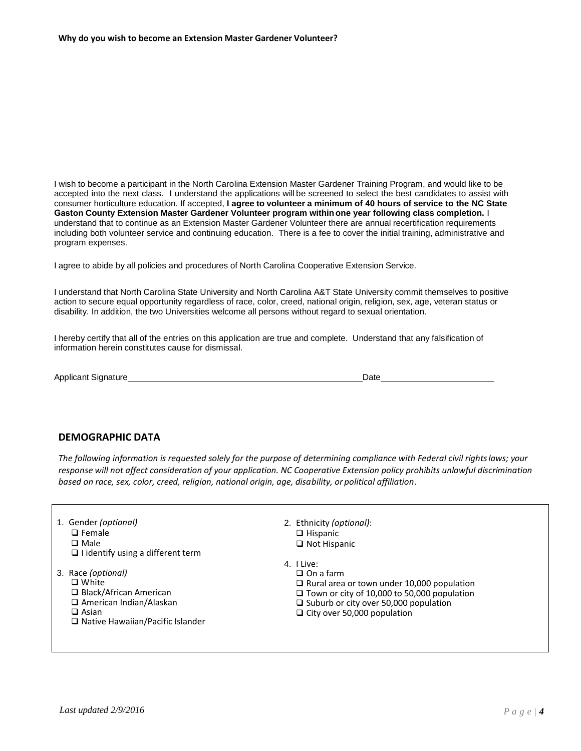**Why do you wish to become an Extension Master Gardener Volunteer?**

I wish to become a participant in the North Carolina Extension Master Gardener Training Program, and would like to be accepted into the next class. I understand the applications will be screened to select the best candidates to assist with consumer horticulture education. If accepted, **I agree to volunteer a minimum of 40 hours of service to the NC State Gaston County Extension Master Gardener Volunteer program within one year following class completion.** I understand that to continue as an Extension Master Gardener Volunteer there are annual recertification requirements including both volunteer service and continuing education. There is a fee to cover the initial training, administrative and program expenses.

I agree to abide by all policies and procedures of North Carolina Cooperative Extension Service.

I understand that North Carolina State University and North Carolina A&T State University commit themselves to positive action to secure equal opportunity regardless of race, color, creed, national origin, religion, sex, age, veteran status or disability. In addition, the two Universities welcome all persons without regard to sexual orientation.

I hereby certify that all of the entries on this application are true and complete. Understand that any falsification of information herein constitutes cause for dismissal.

Applicant Signature\_\_\_\_\_\_\_\_\_\_\_\_\_\_\_\_\_\_\_\_\_\_\_\_\_\_\_\_\_\_\_\_\_\_\_\_\_\_\_\_ Date\_\_\_\_\_\_\_\_\_\_\_\_\_\_\_\_\_\_\_\_

## DEMOGRAPHIC DATA

*The following information is requested solely for the purpose of determining compliance with Federal civil rights laws; your response will not affect consideration of your application. NC Cooperative Extension policy prohibits unlawful discrimination based on race, sex, color, creed, religion, national origin, age, disability, or political affiliation*.

1. Gender *(optional)*
   - ❑ Female
   - ❑ Male
   - ❑ I identify using a different term
2. Ethnicity *(optional)*:
   - ❑ Hispanic
   - ❑ Not Hispanic
3. Race *(optional)*
   - ❑ White
   - ❑ Black/African American
   - ❑ American Indian/Alaskan
   - ❑ Asian
   - ❑ Native Hawaiian/Pacific Islander
4. I Live:
   - ❑ On a farm
   - ❑ Rural area or town under 10,000 population
   - ❑ Town or city of 10,000 to 50,000 population
   - ❑ Suburb or city over 50,000 population
   - ❑ City over 50,000 population

*Last updated 2/9/2016*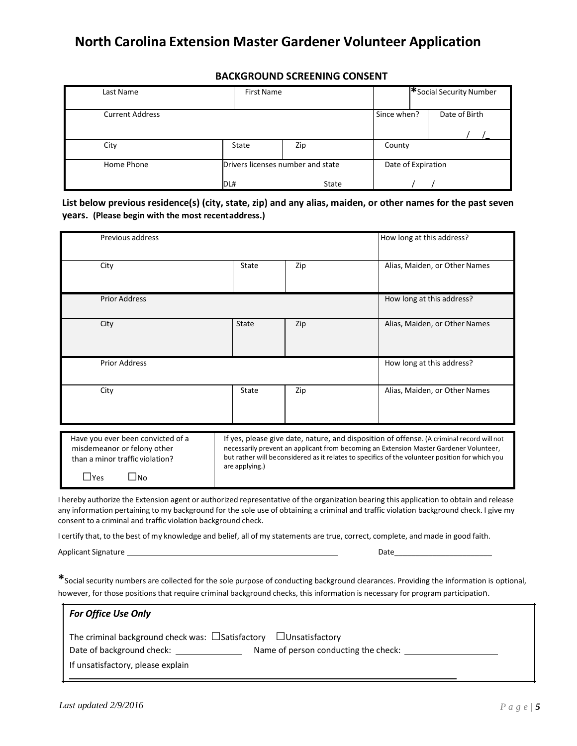# North Carolina Extension Master Gardener Volunteer Application

## BACKGROUND SCREENING CONSENT

| | | | | |
|---|---|---|---|---|
| Last Name | First Name | | | *Social Security Number |
| Current Address | | | Since when? | Date of Birth<br>/ / |
| City | State | Zip | County | |
| Home Phone | Drivers licenses number and state<br>DL# State | | Date of Expiration<br>/ / | |

**List below previous residence(s) (city, state, zip) and any alias, maiden, or other names for the past seven years. (Please begin with the most recent address.)**

| | | | |
|---|---|---|---|
| Previous address | | | How long at this address? |
| City | State | Zip | Alias, Maiden, or Other Names |
| Prior Address | | | How long at this address? |
| City | State | Zip | Alias, Maiden, or Other Names |
| Prior Address | | | How long at this address? |
| City | State | Zip | Alias, Maiden, or Other Names |

| | |
|---|---|
| Have you ever been convicted of a misdemeanor or felony other than a minor traffic violation?<br>☐Yes ☐No | If yes, please give date, nature, and disposition of offense. (A criminal record will not necessarily prevent an applicant from becoming an Extension Master Gardener Volunteer, but rather will be considered as it relates to specifics of the volunteer position for which you are applying.) |

I hereby authorize the Extension agent or authorized representative of the organization bearing this application to obtain and release any information pertaining to my background for the sole use of obtaining a criminal and traffic violation background check. I give my consent to a criminal and traffic violation background check.

I certify that, to the best of my knowledge and belief, all of my statements are true, correct, complete, and made in good faith.

Applicant Signature ______________________________ Date ______________

*Social security numbers are collected for the sole purpose of conducting background clearances. Providing the information is optional, however, for those positions that require criminal background checks, this information is necessary for program participation.

***For Office Use Only***

The criminal background check was: ☐Satisfactory ☐Unsatisfactory

Date of background check: ____________ Name of person conducting the check: ________________

If unsatisfactory, please explain

______________________________________________________________

*Last updated 2/9/2016*